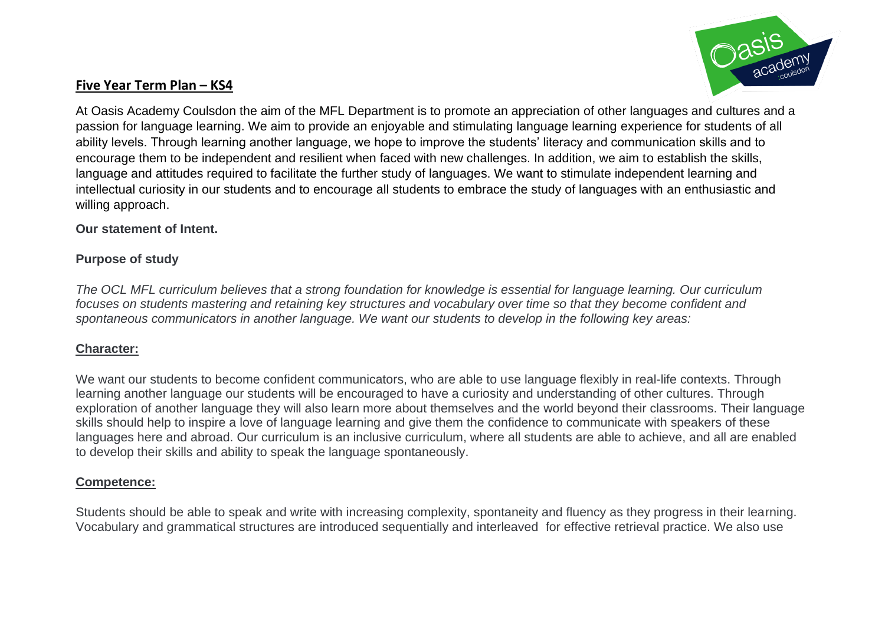## **Five Year Term Plan – KS4**

At Oasis Academy Coulsdon the aim of the MFL Department is to promote an appreciation of other languages and cultures and a passion for language learning. We aim to provide an enjoyable and stimulating language learning experience for students of all ability levels. Through learning another language, we hope to improve the students' literacy and communication skills and to encourage them to be independent and resilient when faced with new challenges. In addition, we aim to establish the skills, language and attitudes required to facilitate the further study of languages. We want to stimulate independent learning and intellectual curiosity in our students and to encourage all students to embrace the study of languages with an enthusiastic and willing approach.

**Our statement of Intent.**

**Purpose of study**

*The OCL MFL curriculum believes that a strong foundation for knowledge is essential for language learning. Our curriculum focuses on students mastering and retaining key structures and vocabulary over time so that they become confident and spontaneous communicators in another language. We want our students to develop in the following key areas:*

### **Character:**

We want our students to become confident communicators, who are able to use language flexibly in real-life contexts. Through learning another language our students will be encouraged to have a curiosity and understanding of other cultures. Through exploration of another language they will also learn more about themselves and the world beyond their classrooms. Their language skills should help to inspire a love of language learning and give them the confidence to communicate with speakers of these languages here and abroad. Our curriculum is an inclusive curriculum, where all students are able to achieve, and all are enabled to develop their skills and ability to speak the language spontaneously.

### **Competence:**

Students should be able to speak and write with increasing complexity, spontaneity and fluency as they progress in their learning. Vocabulary and grammatical structures are introduced sequentially and interleaved for effective retrieval practice. We also use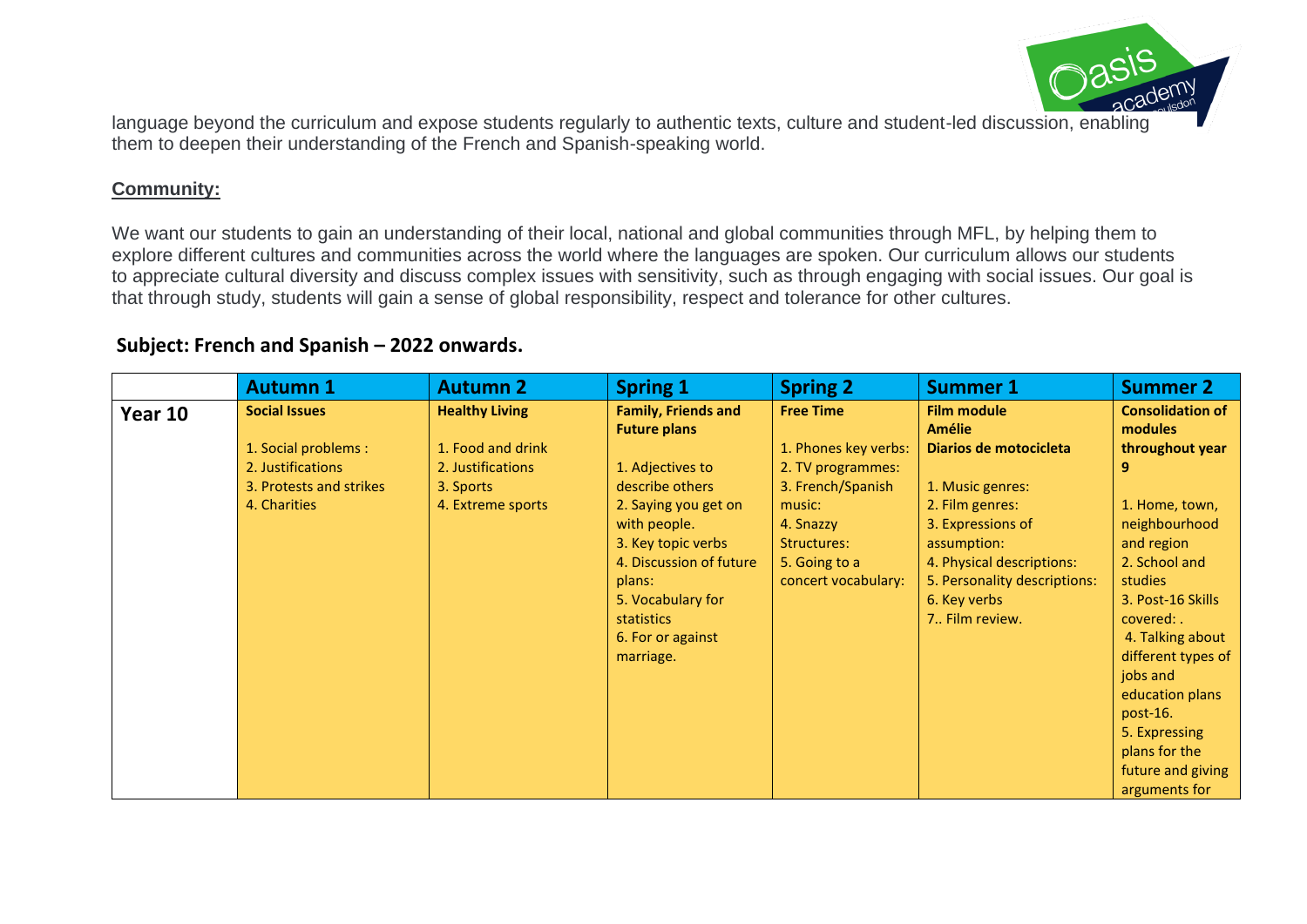language beyond the curriculum and expose students regularly to authentic texts, culture and student-led discussion, enabling them to deepen their understanding of the French and Spanish-speaking world.

**Community:**

We want our students to gain an understanding of their local, national and global communities through MFL, by helping them to explore different cultures and communities across the world where the languages are spoken. Our curriculum allows our students to appreciate cultural diversity and discuss complex issues with sensitivity, such as through engaging with social issues. Our goal is that through study, students will gain a sense of global responsibility, respect and tolerance for other cultures.

## Subject: French and Spanish – 2022 onwards.

| | Autumn 1 | Autumn 2 | Spring 1 | Spring 2 | Summer 1 | Summer 2 |
|---|---|---|---|---|---|---|
| **Year 10** | **Social Issues**<br><br>1. Social problems :<br>2. Justifications<br>3. Protests and strikes<br>4. Charities | **Healthy Living**<br><br>1. Food and drink<br>2. Justifications<br>3. Sports<br>4. Extreme sports | **Family, Friends and Future plans**<br><br>1. Adjectives to describe others<br>2. Saying you get on with people.<br>3. Key topic verbs<br>4. Discussion of future plans:<br>5. Vocabulary for statistics<br>6. For or against marriage. | **Free Time**<br><br>1. Phones key verbs:<br>2. TV programmes:<br>3. French/Spanish music:<br>4. Snazzy Structures:<br>5. Going to a concert vocabulary: | **Film module**<br>**Amélie**<br>**Diarios de motocicleta**<br><br>1. Music genres:<br>2. Film genres:<br>3. Expressions of assumption:<br>4. Physical descriptions:<br>5. Personality descriptions:<br>6. Key verbs<br>7.. Film review. | **Consolidation of modules throughout year 9**<br><br>1. Home, town, neighbourhood and region<br>2. School and studies<br>3. Post-16 Skills covered: .<br>4. Talking about different types of jobs and education plans post-16.<br>5. Expressing plans for the future and giving arguments for |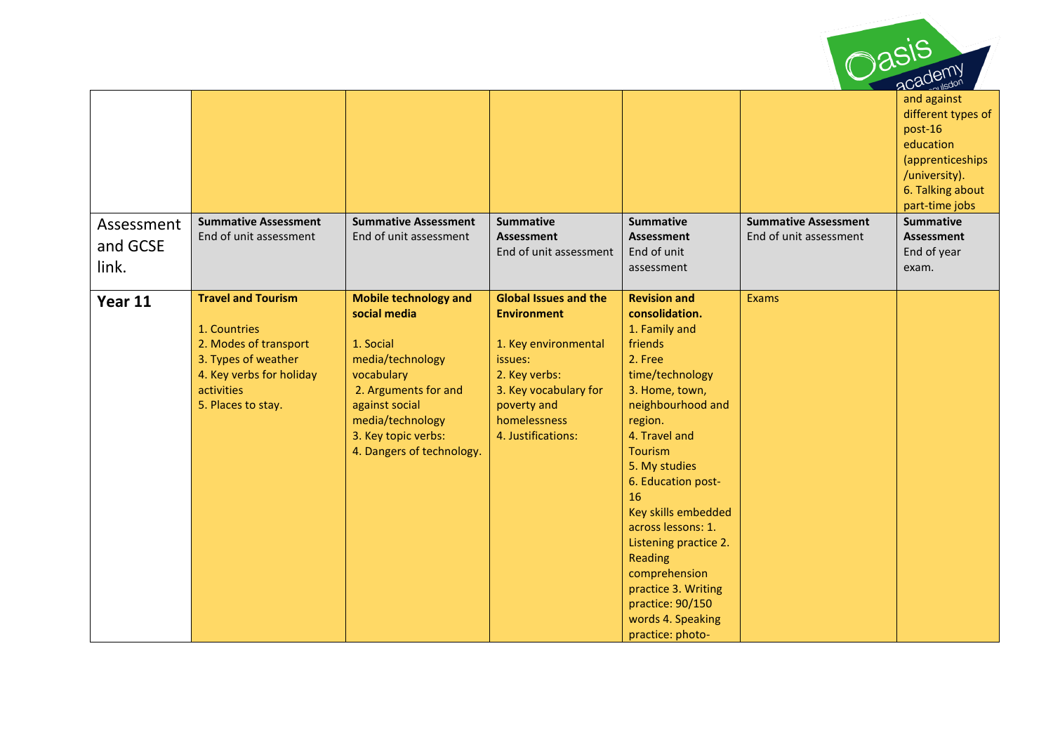| | | | | | | |
|---|---|---|---|---|---|---|
| | | | | | | and against different types of post-16 education (apprenticeships /university).<br>6. Talking about part-time jobs |
| Assessment and GCSE link. | **Summative Assessment**<br>End of unit assessment | **Summative Assessment**<br>End of unit assessment | **Summative Assessment**<br>End of unit assessment | **Summative Assessment**<br>End of unit assessment | **Summative Assessment**<br>End of unit assessment | **Summative Assessment**<br>End of year exam. |
| **Year 11** | **Travel and Tourism**<br><br>1. Countries<br>2. Modes of transport<br>3. Types of weather<br>4. Key verbs for holiday activities<br>5. Places to stay. | **Mobile technology and social media**<br><br>1. Social media/technology vocabulary<br>2. Arguments for and against social media/technology<br>3. Key topic verbs:<br>4. Dangers of technology. | **Global Issues and the Environment**<br><br>1. Key environmental issues:<br>2. Key verbs:<br>3. Key vocabulary for poverty and homelessness<br>4. Justifications: | **Revision and consolidation.**<br>1. Family and friends<br>2. Free time/technology<br>3. Home, town, neighbourhood and region.<br>4. Travel and Tourism<br>5. My studies<br>6. Education post-16<br>Key skills embedded across lessons: 1. Listening practice 2. Reading comprehension practice 3. Writing practice: 90/150 words 4. Speaking practice: photo- | Exams | |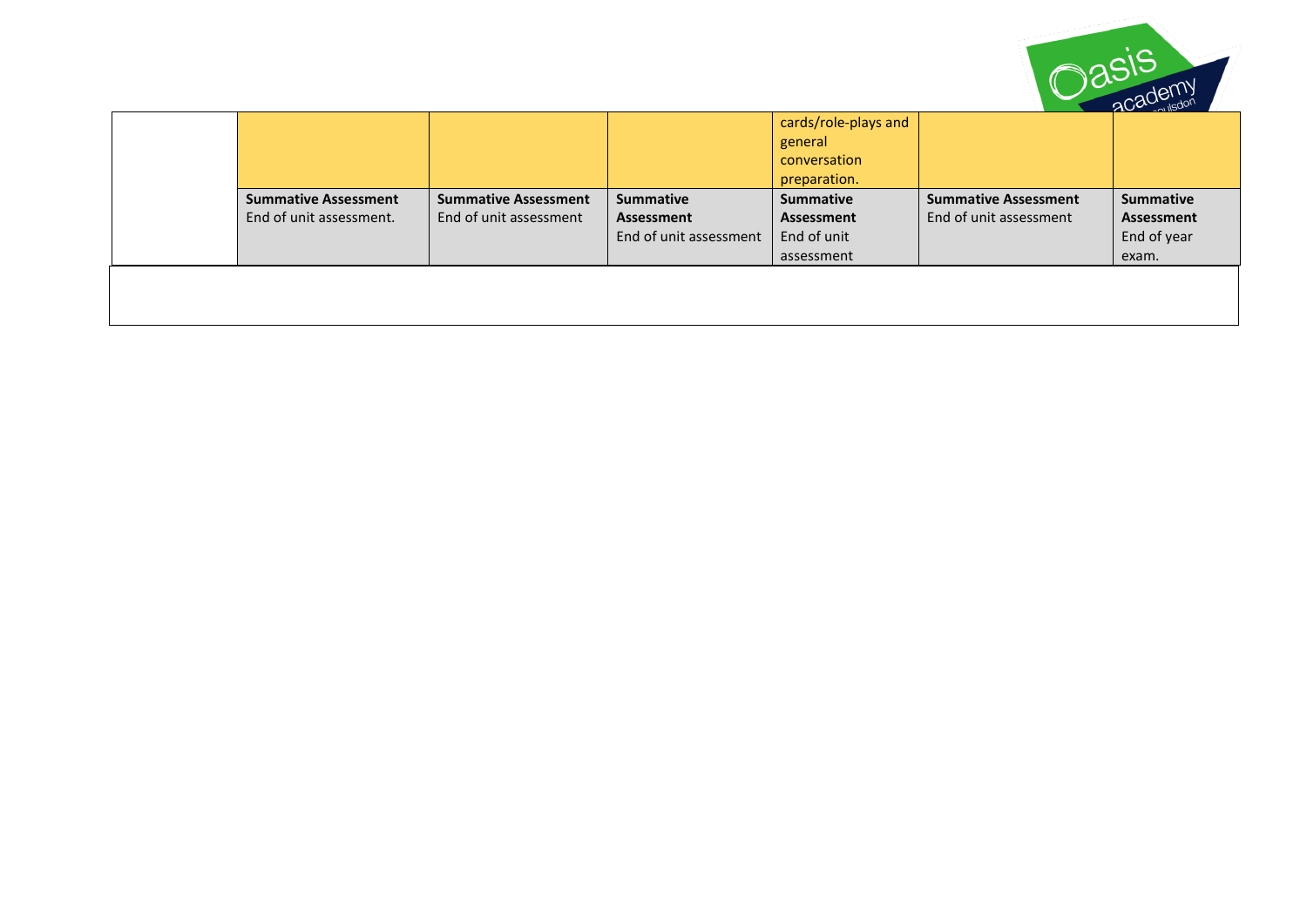| | | | | | | |
|---|---|---|---|---|---|---|
| | | | | cards/role-plays and general conversation preparation. | | |
| | **Summative Assessment** End of unit assessment. | **Summative Assessment** End of unit assessment | **Summative Assessment** End of unit assessment | **Summative Assessment** End of unit assessment | **Summative Assessment** End of unit assessment | **Summative Assessment** End of year exam. |